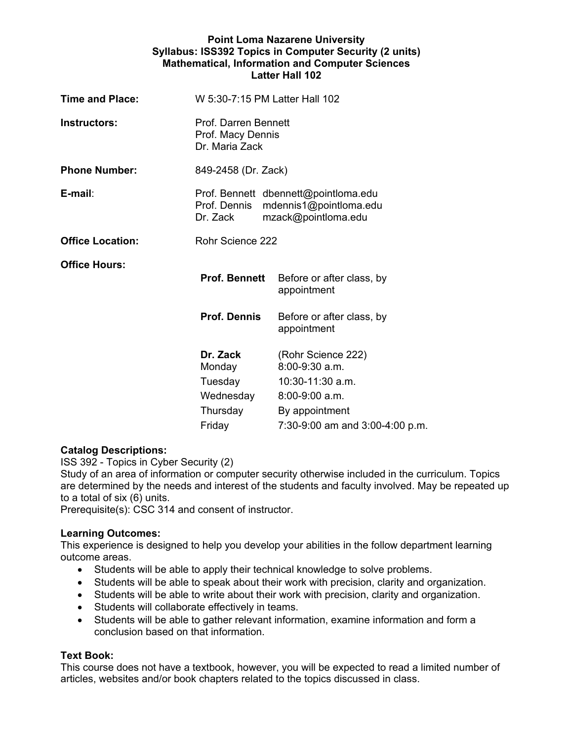**Point Loma Nazarene University**
**Syllabus: ISS392 Topics in Computer Security (2 units)**
**Mathematical, Information and Computer Sciences**
**Latter Hall 102**

| | |
|---|---|
| **Time and Place:** | W 5:30-7:15 PM Latter Hall 102 |
| **Instructors:** | Prof. Darren Bennett<br>Prof. Macy Dennis<br>Dr. Maria Zack |
| **Phone Number:** | 849-2458 (Dr. Zack) |
| **E-mail**: | Prof. Bennett dbennett@pointloma.edu<br>Prof. Dennis mdennis1@pointloma.edu<br>Dr. Zack mzack@pointloma.edu |
| **Office Location:** | Rohr Science 222 |

**Office Hours:**

| | |
|---|---|
| **Prof. Bennett** | Before or after class, by appointment |
| **Prof. Dennis** | Before or after class, by appointment |
| **Dr. Zack** | (Rohr Science 222) |
| Monday | 8:00-9:30 a.m. |
| Tuesday | 10:30-11:30 a.m. |
| Wednesday | 8:00-9:00 a.m. |
| Thursday | By appointment |
| Friday | 7:30-9:00 am and 3:00-4:00 p.m. |

**Catalog Descriptions:**

ISS 392 - Topics in Cyber Security (2)

Study of an area of information or computer security otherwise included in the curriculum. Topics are determined by the needs and interest of the students and faculty involved. May be repeated up to a total of six (6) units.

Prerequisite(s): CSC 314 and consent of instructor.

**Learning Outcomes:**

This experience is designed to help you develop your abilities in the follow department learning outcome areas.

- Students will be able to apply their technical knowledge to solve problems.
- Students will be able to speak about their work with precision, clarity and organization.
- Students will be able to write about their work with precision, clarity and organization.
- Students will collaborate effectively in teams.
- Students will be able to gather relevant information, examine information and form a conclusion based on that information.

**Text Book:**

This course does not have a textbook, however, you will be expected to read a limited number of articles, websites and/or book chapters related to the topics discussed in class.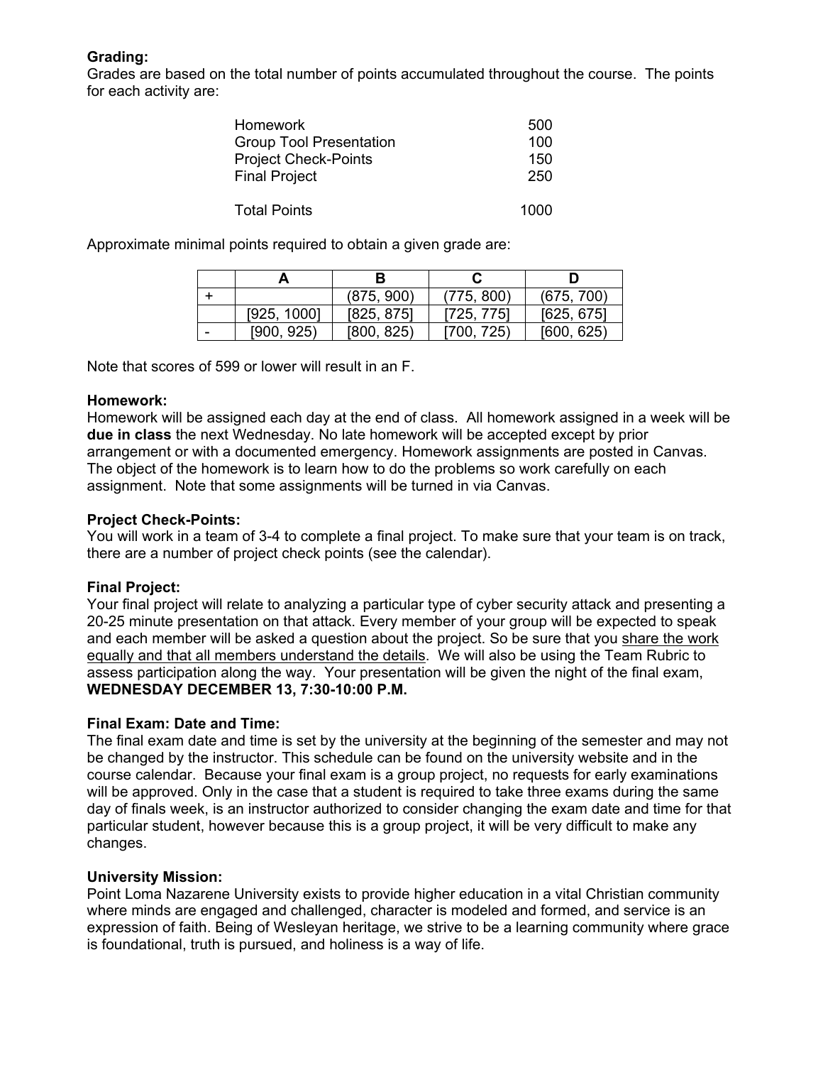**Grading:**
Grades are based on the total number of points accumulated throughout the course. The points for each activity are:

| | |
|---|---|
| Homework | 500 |
| Group Tool Presentation | 100 |
| Project Check-Points | 150 |
| Final Project | 250 |
| Total Points | 1000 |

Approximate minimal points required to obtain a given grade are:

| | A | B | C | D |
|---|---|---|---|---|
| + | | (875, 900) | (775, 800) | (675, 700) |
| | [925, 1000] | [825, 875] | [725, 775] | [625, 675] |
| - | [900, 925) | [800, 825) | [700, 725) | [600, 625) |

Note that scores of 599 or lower will result in an F.

**Homework:**
Homework will be assigned each day at the end of class. All homework assigned in a week will be **due in class** the next Wednesday. No late homework will be accepted except by prior arrangement or with a documented emergency. Homework assignments are posted in Canvas. The object of the homework is to learn how to do the problems so work carefully on each assignment. Note that some assignments will be turned in via Canvas.

**Project Check-Points:**
You will work in a team of 3-4 to complete a final project. To make sure that your team is on track, there are a number of project check points (see the calendar).

**Final Project:**
Your final project will relate to analyzing a particular type of cyber security attack and presenting a 20-25 minute presentation on that attack. Every member of your group will be expected to speak and each member will be asked a question about the project. So be sure that you share the work equally and that all members understand the details. We will also be using the Team Rubric to assess participation along the way. Your presentation will be given the night of the final exam, **WEDNESDAY DECEMBER 13, 7:30-10:00 P.M.**

**Final Exam: Date and Time:**
The final exam date and time is set by the university at the beginning of the semester and may not be changed by the instructor. This schedule can be found on the university website and in the course calendar. Because your final exam is a group project, no requests for early examinations will be approved. Only in the case that a student is required to take three exams during the same day of finals week, is an instructor authorized to consider changing the exam date and time for that particular student, however because this is a group project, it will be very difficult to make any changes.

**University Mission:**
Point Loma Nazarene University exists to provide higher education in a vital Christian community where minds are engaged and challenged, character is modeled and formed, and service is an expression of faith. Being of Wesleyan heritage, we strive to be a learning community where grace is foundational, truth is pursued, and holiness is a way of life.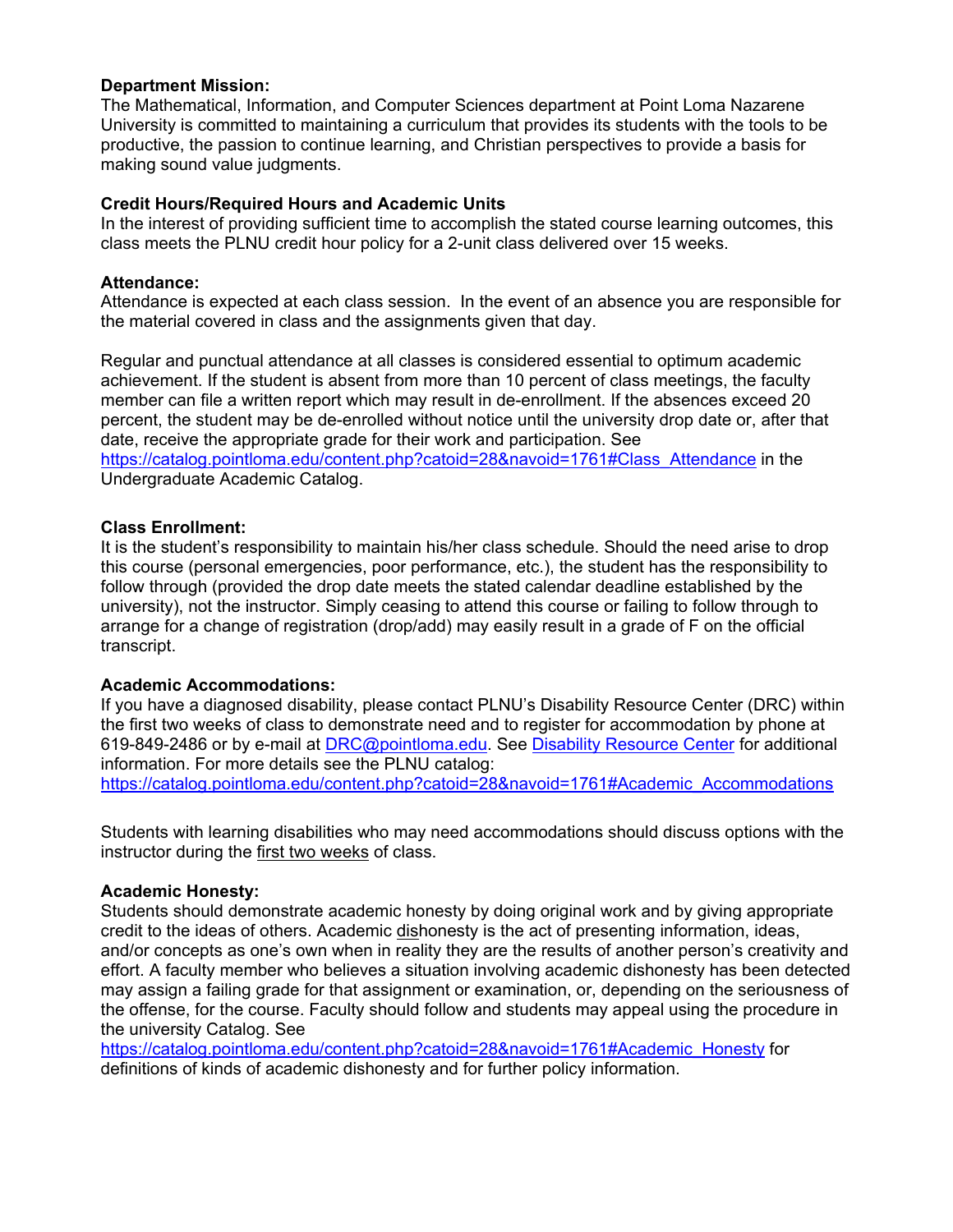**Department Mission:**
The Mathematical, Information, and Computer Sciences department at Point Loma Nazarene University is committed to maintaining a curriculum that provides its students with the tools to be productive, the passion to continue learning, and Christian perspectives to provide a basis for making sound value judgments.

**Credit Hours/Required Hours and Academic Units**
In the interest of providing sufficient time to accomplish the stated course learning outcomes, this class meets the PLNU credit hour policy for a 2-unit class delivered over 15 weeks.

**Attendance:**
Attendance is expected at each class session. In the event of an absence you are responsible for the material covered in class and the assignments given that day.

Regular and punctual attendance at all classes is considered essential to optimum academic achievement. If the student is absent from more than 10 percent of class meetings, the faculty member can file a written report which may result in de-enrollment. If the absences exceed 20 percent, the student may be de-enrolled without notice until the university drop date or, after that date, receive the appropriate grade for their work and participation. See [https://catalog.pointloma.edu/content.php?catoid=28&navoid=1761#Class_Attendance](https://catalog.pointloma.edu/content.php?catoid=28&navoid=1761#Class_Attendance) in the Undergraduate Academic Catalog.

**Class Enrollment:**
It is the student's responsibility to maintain his/her class schedule. Should the need arise to drop this course (personal emergencies, poor performance, etc.), the student has the responsibility to follow through (provided the drop date meets the stated calendar deadline established by the university), not the instructor. Simply ceasing to attend this course or failing to follow through to arrange for a change of registration (drop/add) may easily result in a grade of F on the official transcript.

**Academic Accommodations:**
If you have a diagnosed disability, please contact PLNU's Disability Resource Center (DRC) within the first two weeks of class to demonstrate need and to register for accommodation by phone at 619-849-2486 or by e-mail at [DRC@pointloma.edu](mailto:DRC@pointloma.edu). See [Disability Resource Center]() for additional information. For more details see the PLNU catalog:
[https://catalog.pointloma.edu/content.php?catoid=28&navoid=1761#Academic_Accommodations](https://catalog.pointloma.edu/content.php?catoid=28&navoid=1761#Academic_Accommodations)

Students with learning disabilities who may need accommodations should discuss options with the instructor during the <u>first two weeks</u> of class.

**Academic Honesty:**
Students should demonstrate academic honesty by doing original work and by giving appropriate credit to the ideas of others. Academic <u>dis</u>honesty is the act of presenting information, ideas, and/or concepts as one's own when in reality they are the results of another person's creativity and effort. A faculty member who believes a situation involving academic dishonesty has been detected may assign a failing grade for that assignment or examination, or, depending on the seriousness of the offense, for the course. Faculty should follow and students may appeal using the procedure in the university Catalog. See
[https://catalog.pointloma.edu/content.php?catoid=28&navoid=1761#Academic_Honesty](https://catalog.pointloma.edu/content.php?catoid=28&navoid=1761#Academic_Honesty) for definitions of kinds of academic dishonesty and for further policy information.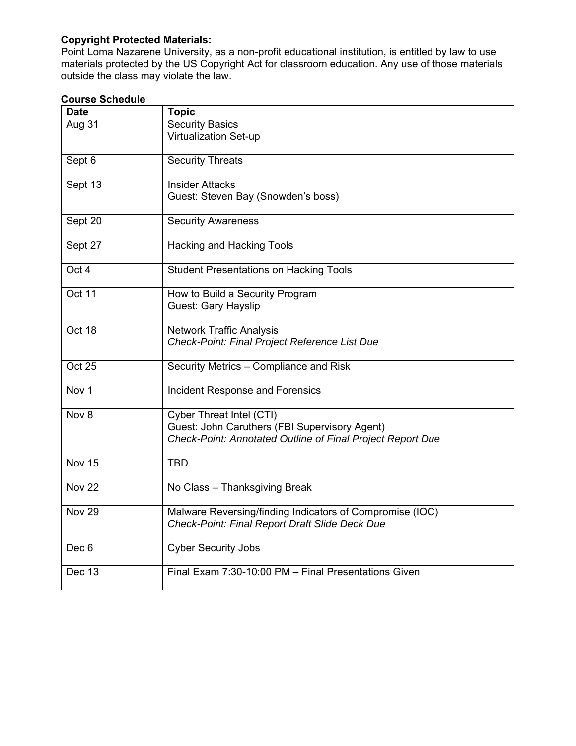**Copyright Protected Materials:**
Point Loma Nazarene University, as a non-profit educational institution, is entitled by law to use materials protected by the US Copyright Act for classroom education. Any use of those materials outside the class may violate the law.

**Course Schedule**

| Date | Topic |
|---|---|
| Aug 31 | Security Basics<br>Virtualization Set-up |
| Sept 6 | Security Threats |
| Sept 13 | Insider Attacks<br>Guest: Steven Bay (Snowden's boss) |
| Sept 20 | Security Awareness |
| Sept 27 | Hacking and Hacking Tools |
| Oct 4 | Student Presentations on Hacking Tools |
| Oct 11 | How to Build a Security Program<br>Guest: Gary Hayslip |
| Oct 18 | Network Traffic Analysis<br>*Check-Point: Final Project Reference List Due* |
| Oct 25 | Security Metrics – Compliance and Risk |
| Nov 1 | Incident Response and Forensics |
| Nov 8 | Cyber Threat Intel (CTI)<br>Guest: John Caruthers (FBI Supervisory Agent)<br>*Check-Point: Annotated Outline of Final Project Report Due* |
| Nov 15 | TBD |
| Nov 22 | No Class – Thanksgiving Break |
| Nov 29 | Malware Reversing/finding Indicators of Compromise (IOC)<br>*Check-Point: Final Report Draft Slide Deck Due* |
| Dec 6 | Cyber Security Jobs |
| Dec 13 | Final Exam 7:30-10:00 PM – Final Presentations Given |